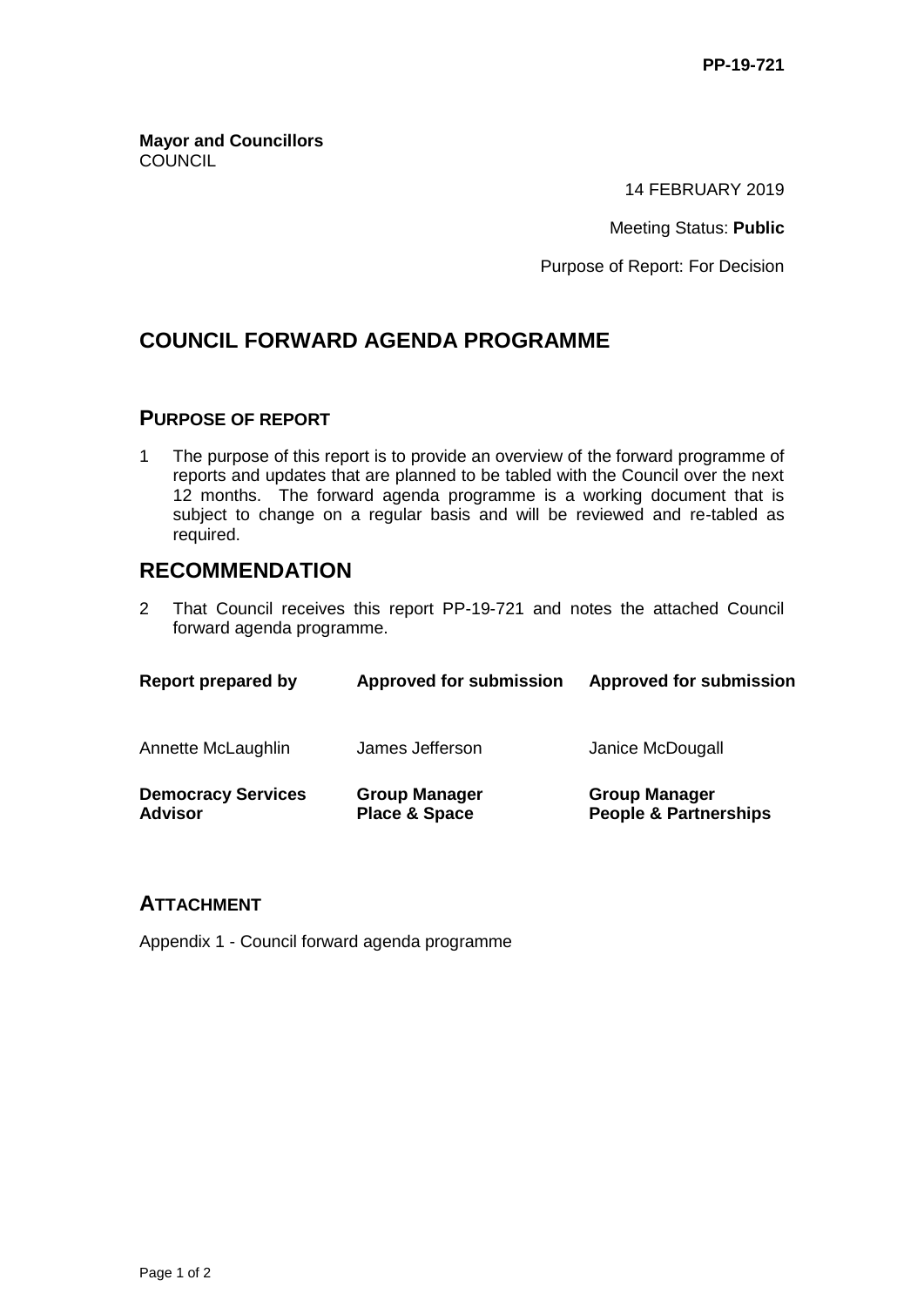PP-19-721

**Mayor and Councillors**
COUNCIL

14 FEBRUARY 2019

Meeting Status: **Public**

Purpose of Report: For Decision

# COUNCIL FORWARD AGENDA PROGRAMME

## PURPOSE OF REPORT

1 The purpose of this report is to provide an overview of the forward programme of reports and updates that are planned to be tabled with the Council over the next 12 months. The forward agenda programme is a working document that is subject to change on a regular basis and will be reviewed and re-tabled as required.

## RECOMMENDATION

2 That Council receives this report PP-19-721 and notes the attached Council forward agenda programme.

| **Report prepared by** | **Approved for submission** | **Approved for submission** |
|---|---|---|
| Annette McLaughlin | James Jefferson | Janice McDougall |
| **Democracy Services Advisor** | **Group Manager Place & Space** | **Group Manager People & Partnerships** |

## ATTACHMENT

Appendix 1 - Council forward agenda programme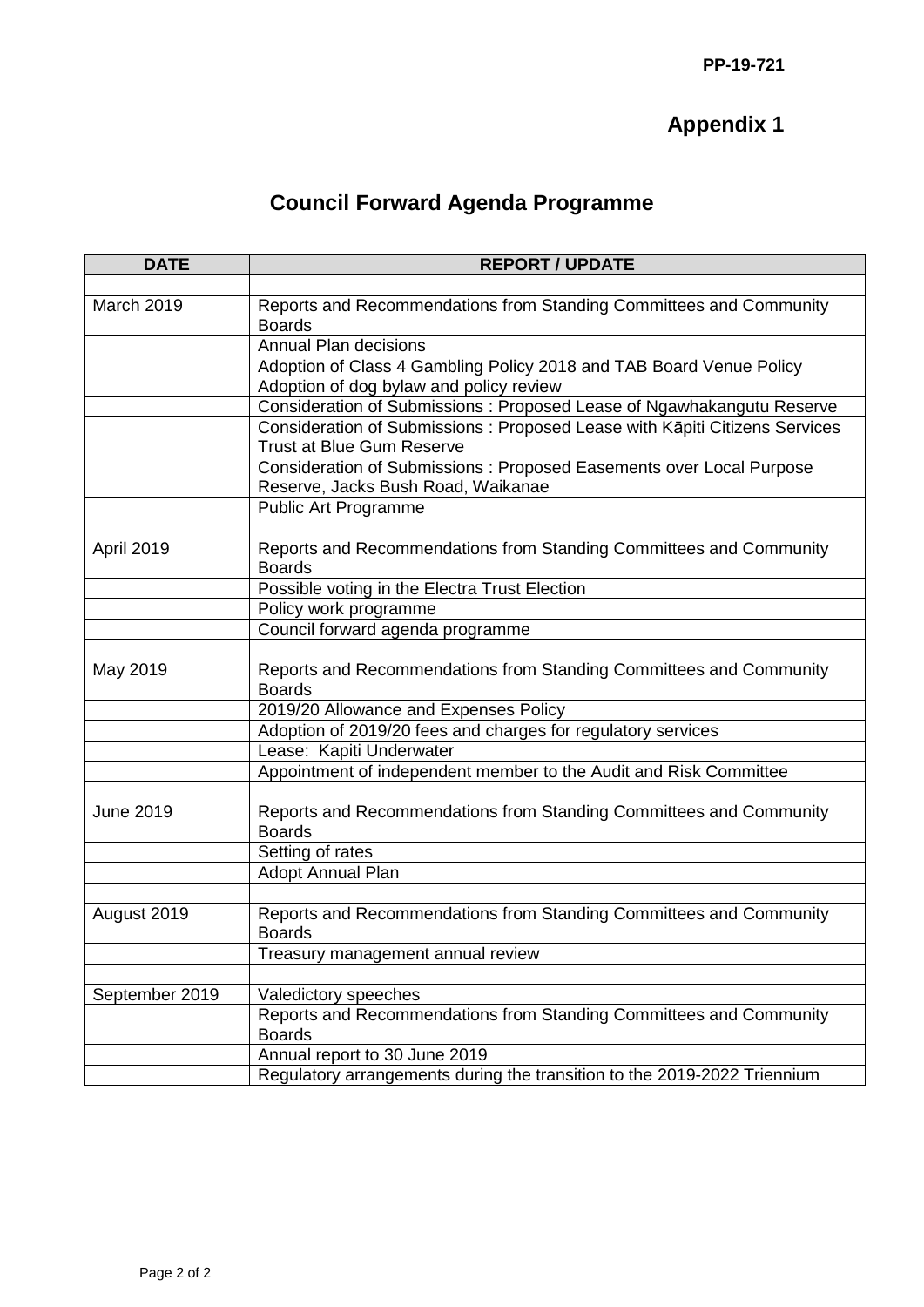PP-19-721

## Appendix 1

# Council Forward Agenda Programme

| DATE | REPORT / UPDATE |
|---|---|
| | |
| March 2019 | Reports and Recommendations from Standing Committees and Community Boards |
| | Annual Plan decisions |
| | Adoption of Class 4 Gambling Policy 2018 and TAB Board Venue Policy |
| | Adoption of dog bylaw and policy review |
| | Consideration of Submissions : Proposed Lease of Ngawhakangutu Reserve |
| | Consideration of Submissions : Proposed Lease with Kāpiti Citizens Services Trust at Blue Gum Reserve |
| | Consideration of Submissions : Proposed Easements over Local Purpose Reserve, Jacks Bush Road, Waikanae |
| | Public Art Programme |
| | |
| April 2019 | Reports and Recommendations from Standing Committees and Community Boards |
| | Possible voting in the Electra Trust Election |
| | Policy work programme |
| | Council forward agenda programme |
| | |
| May 2019 | Reports and Recommendations from Standing Committees and Community Boards |
| | 2019/20 Allowance and Expenses Policy |
| | Adoption of 2019/20 fees and charges for regulatory services |
| | Lease: Kapiti Underwater |
| | Appointment of independent member to the Audit and Risk Committee |
| | |
| June 2019 | Reports and Recommendations from Standing Committees and Community Boards |
| | Setting of rates |
| | Adopt Annual Plan |
| | |
| August 2019 | Reports and Recommendations from Standing Committees and Community Boards |
| | Treasury management annual review |
| | |
| September 2019 | Valedictory speeches |
| | Reports and Recommendations from Standing Committees and Community Boards |
| | Annual report to 30 June 2019 |
| | Regulatory arrangements during the transition to the 2019-2022 Triennium |